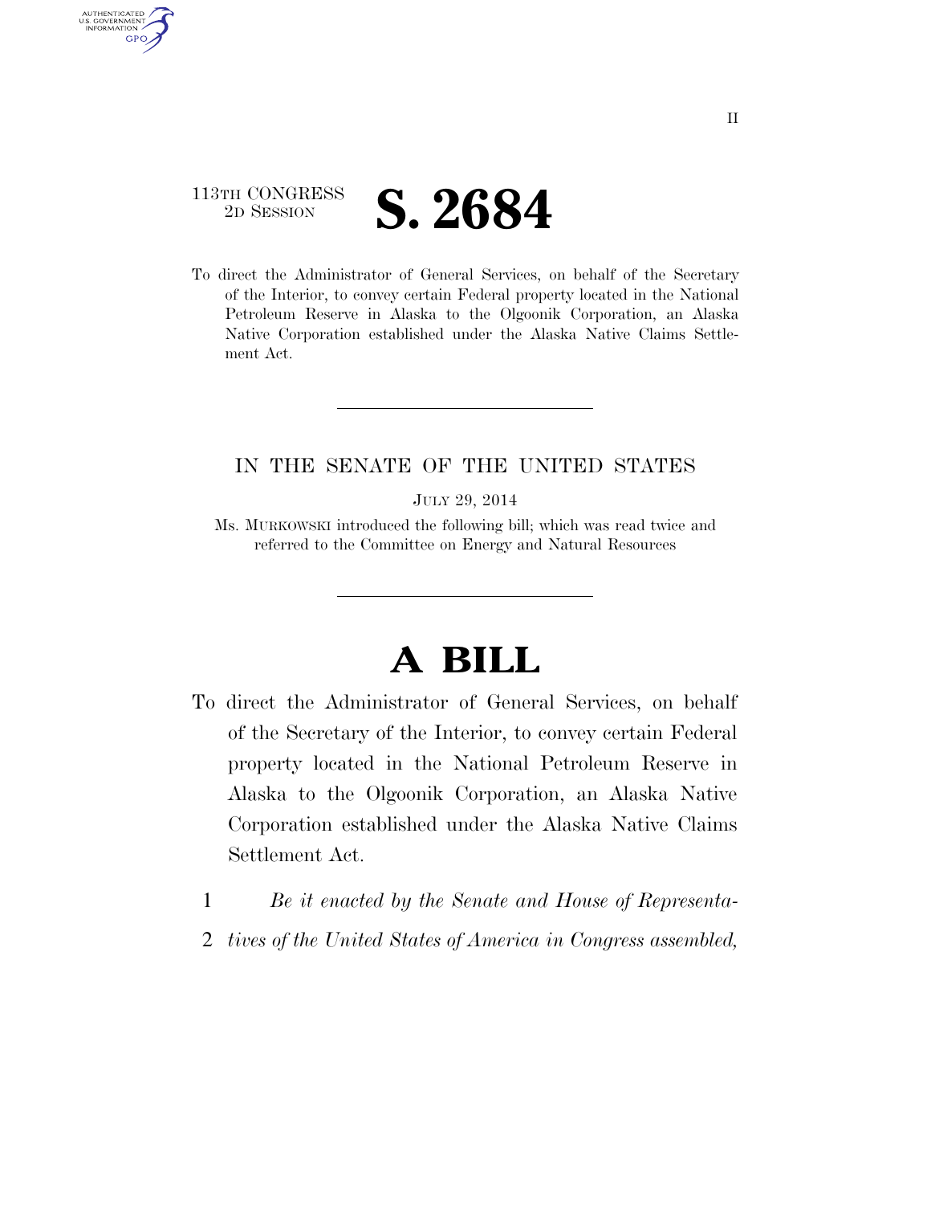113TH CONGRESS
2D SESSION

# S. 2684

To direct the Administrator of General Services, on behalf of the Secretary of the Interior, to convey certain Federal property located in the National Petroleum Reserve in Alaska to the Olgoonik Corporation, an Alaska Native Corporation established under the Alaska Native Claims Settlement Act.

IN THE SENATE OF THE UNITED STATES

JULY 29, 2014

Ms. MURKOWSKI introduced the following bill; which was read twice and referred to the Committee on Energy and Natural Resources

# A BILL

To direct the Administrator of General Services, on behalf of the Secretary of the Interior, to convey certain Federal property located in the National Petroleum Reserve in Alaska to the Olgoonik Corporation, an Alaska Native Corporation established under the Alaska Native Claims Settlement Act.

1 *Be it enacted by the Senate and House of Representa-*
2 *tives of the United States of America in Congress assembled,*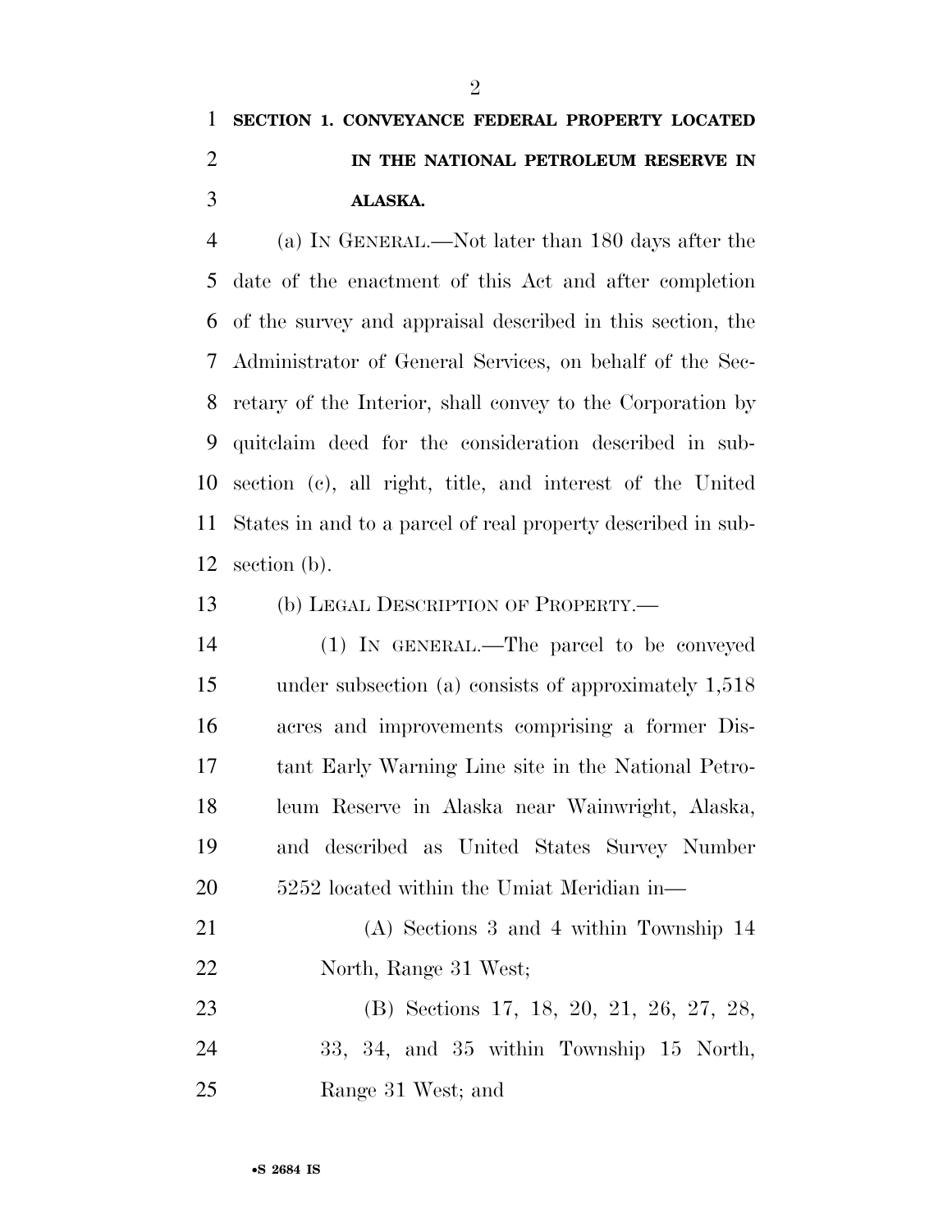## SECTION 1. CONVEYANCE FEDERAL PROPERTY LOCATED IN THE NATIONAL PETROLEUM RESERVE IN ALASKA.

(a) IN GENERAL.—Not later than 180 days after the date of the enactment of this Act and after completion of the survey and appraisal described in this section, the Administrator of General Services, on behalf of the Secretary of the Interior, shall convey to the Corporation by quitclaim deed for the consideration described in subsection (c), all right, title, and interest of the United States in and to a parcel of real property described in subsection (b).

(b) LEGAL DESCRIPTION OF PROPERTY.—

(1) IN GENERAL.—The parcel to be conveyed under subsection (a) consists of approximately 1,518 acres and improvements comprising a former Distant Early Warning Line site in the National Petroleum Reserve in Alaska near Wainwright, Alaska, and described as United States Survey Number 5252 located within the Umiat Meridian in—

(A) Sections 3 and 4 within Township 14 North, Range 31 West;

(B) Sections 17, 18, 20, 21, 26, 27, 28, 33, 34, and 35 within Township 15 North, Range 31 West; and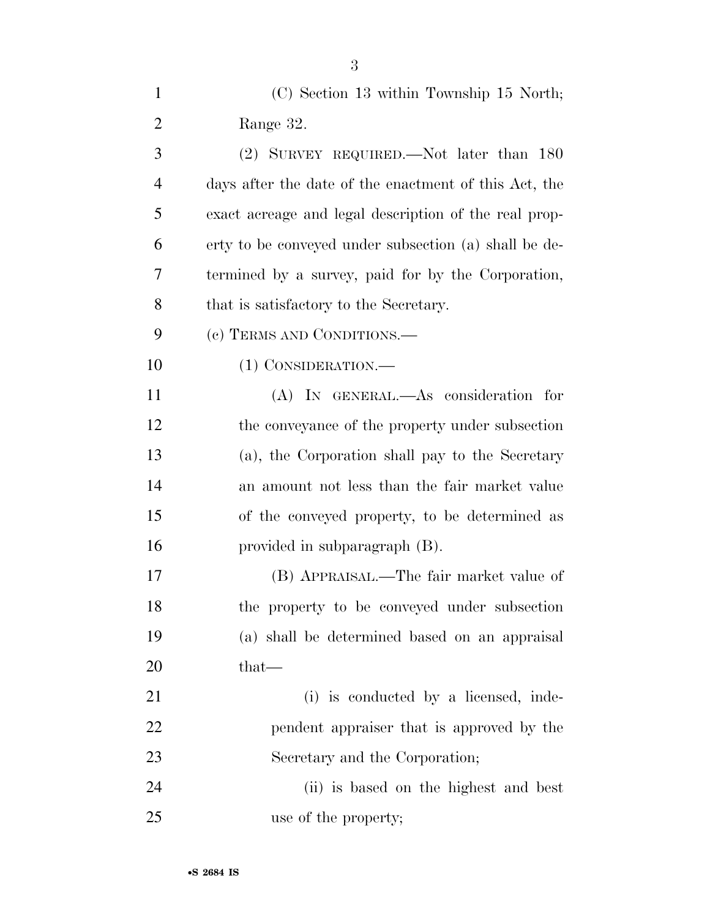(C) Section 13 within Township 15 North; Range 32.

(2) SURVEY REQUIRED.—Not later than 180 days after the date of the enactment of this Act, the exact acreage and legal description of the real property to be conveyed under subsection (a) shall be determined by a survey, paid for by the Corporation, that is satisfactory to the Secretary.

(c) TERMS AND CONDITIONS.—

(1) CONSIDERATION.—

(A) IN GENERAL.—As consideration for the conveyance of the property under subsection (a), the Corporation shall pay to the Secretary an amount not less than the fair market value of the conveyed property, to be determined as provided in subparagraph (B).

(B) APPRAISAL.—The fair market value of the property to be conveyed under subsection (a) shall be determined based on an appraisal that—

(i) is conducted by a licensed, independent appraiser that is approved by the Secretary and the Corporation;

(ii) is based on the highest and best use of the property;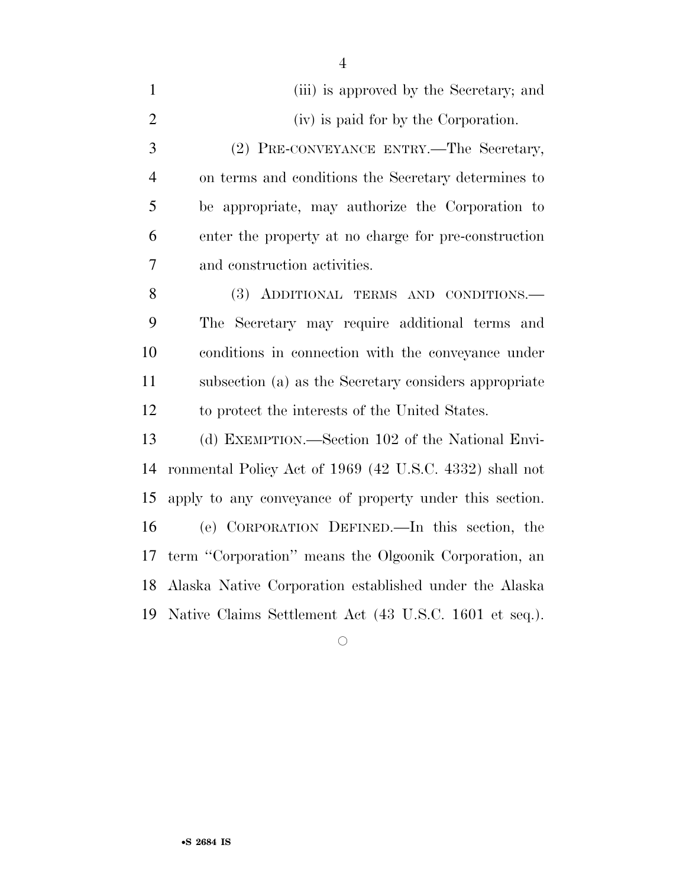(iii) is approved by the Secretary; and

(iv) is paid for by the Corporation.

(2) PRE-CONVEYANCE ENTRY.—The Secretary, on terms and conditions the Secretary determines to be appropriate, may authorize the Corporation to enter the property at no charge for pre-construction and construction activities.

(3) ADDITIONAL TERMS AND CONDITIONS.—The Secretary may require additional terms and conditions in connection with the conveyance under subsection (a) as the Secretary considers appropriate to protect the interests of the United States.

(d) EXEMPTION.—Section 102 of the National Environmental Policy Act of 1969 (42 U.S.C. 4332) shall not apply to any conveyance of property under this section.

(e) CORPORATION DEFINED.—In this section, the term ''Corporation'' means the Olgoonik Corporation, an Alaska Native Corporation established under the Alaska Native Claims Settlement Act (43 U.S.C. 1601 et seq.).

○